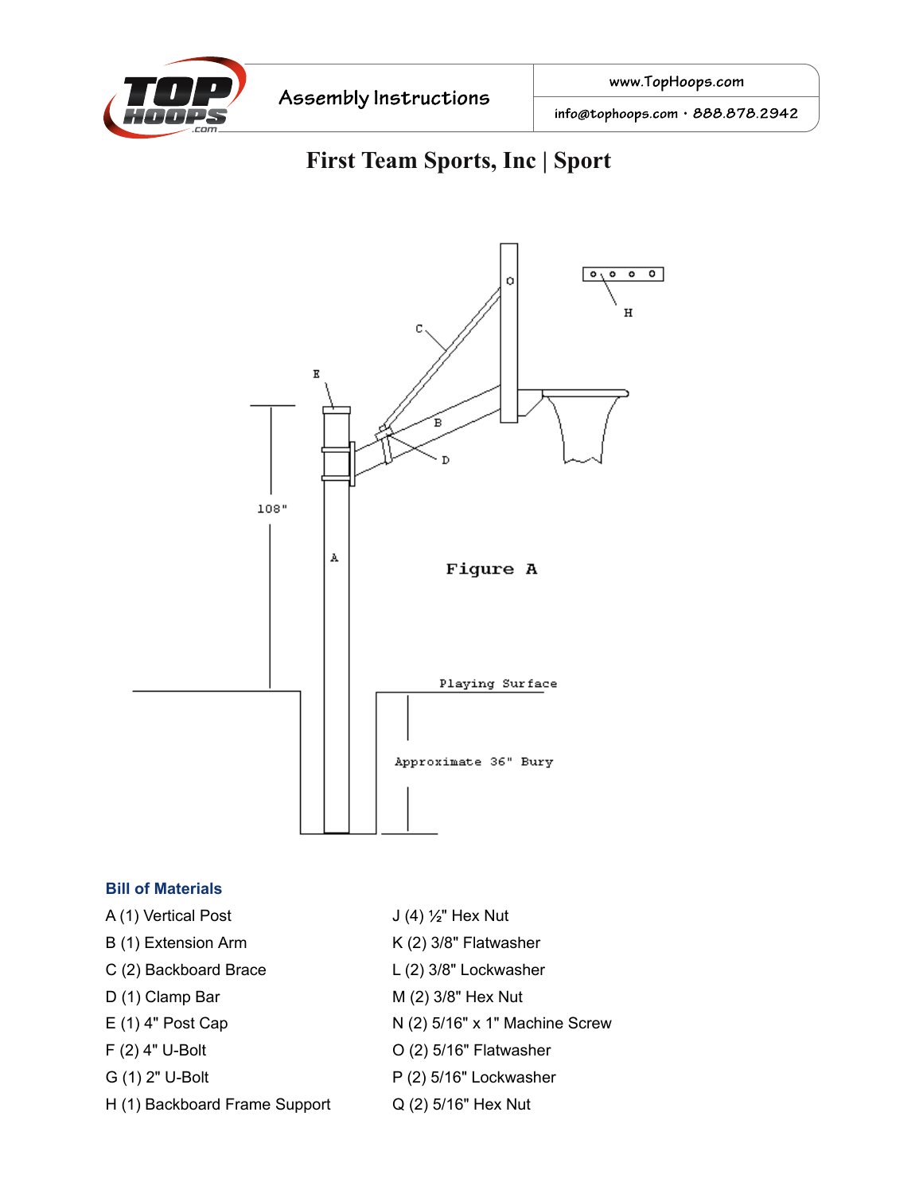Assembly Instructions

www.TopHoops.com

info@tophoops.com · 888.878.2942

# First Team Sports, Inc | Sport

Figure A

108"

Playing Surface

Approximate 36" Bury

A B C D E H O

## Bill of Materials

A (1) Vertical Post
B (1) Extension Arm
C (2) Backboard Brace
D (1) Clamp Bar
E (1) 4" Post Cap
F (2) 4" U-Bolt
G (1) 2" U-Bolt
H (1) Backboard Frame Support

J (4) ½" Hex Nut
K (2) 3/8" Flatwasher
L (2) 3/8" Lockwasher
M (2) 3/8" Hex Nut
N (2) 5/16" x 1" Machine Screw
O (2) 5/16" Flatwasher
P (2) 5/16" Lockwasher
Q (2) 5/16" Hex Nut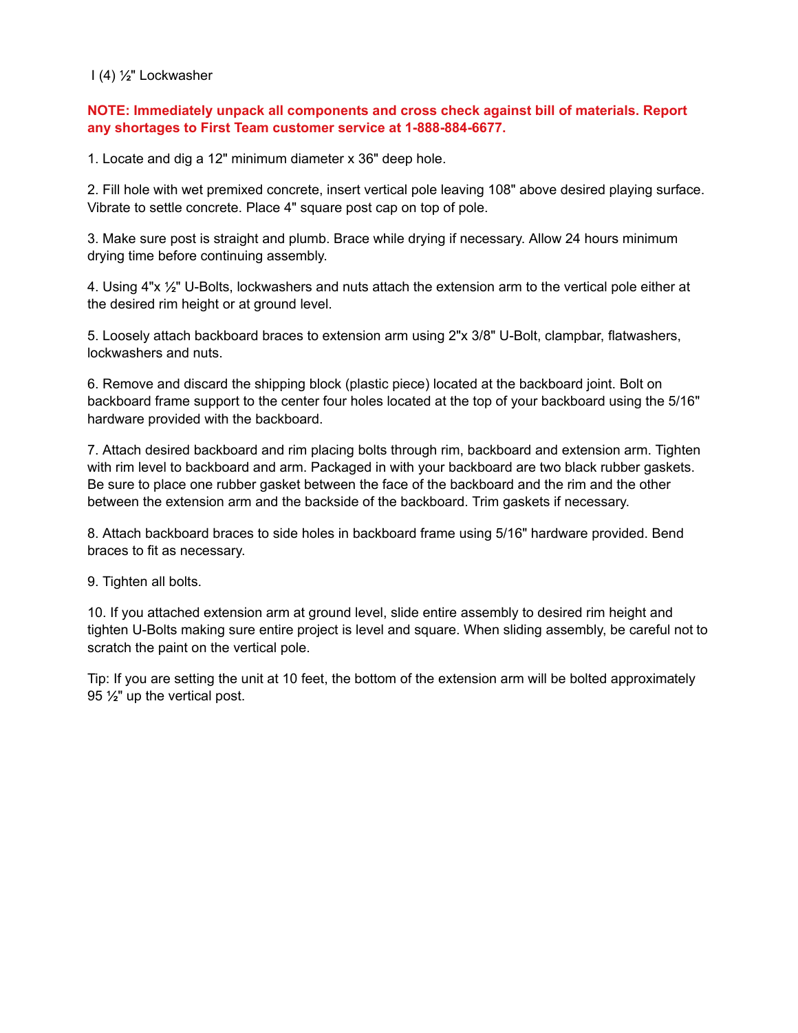I (4) ½" Lockwasher

**NOTE: Immediately unpack all components and cross check against bill of materials. Report any shortages to First Team customer service at 1-888-884-6677.**

1. Locate and dig a 12" minimum diameter x 36" deep hole.

2. Fill hole with wet premixed concrete, insert vertical pole leaving 108" above desired playing surface. Vibrate to settle concrete. Place 4" square post cap on top of pole.

3. Make sure post is straight and plumb. Brace while drying if necessary. Allow 24 hours minimum drying time before continuing assembly.

4. Using 4"x ½" U-Bolts, lockwashers and nuts attach the extension arm to the vertical pole either at the desired rim height or at ground level.

5. Loosely attach backboard braces to extension arm using 2"x 3/8" U-Bolt, clampbar, flatwashers, lockwashers and nuts.

6. Remove and discard the shipping block (plastic piece) located at the backboard joint. Bolt on backboard frame support to the center four holes located at the top of your backboard using the 5/16" hardware provided with the backboard.

7. Attach desired backboard and rim placing bolts through rim, backboard and extension arm. Tighten with rim level to backboard and arm. Packaged in with your backboard are two black rubber gaskets. Be sure to place one rubber gasket between the face of the backboard and the rim and the other between the extension arm and the backside of the backboard. Trim gaskets if necessary.

8. Attach backboard braces to side holes in backboard frame using 5/16" hardware provided. Bend braces to fit as necessary.

9. Tighten all bolts.

10. If you attached extension arm at ground level, slide entire assembly to desired rim height and tighten U-Bolts making sure entire project is level and square. When sliding assembly, be careful not to scratch the paint on the vertical pole.

Tip: If you are setting the unit at 10 feet, the bottom of the extension arm will be bolted approximately 95 ½" up the vertical post.